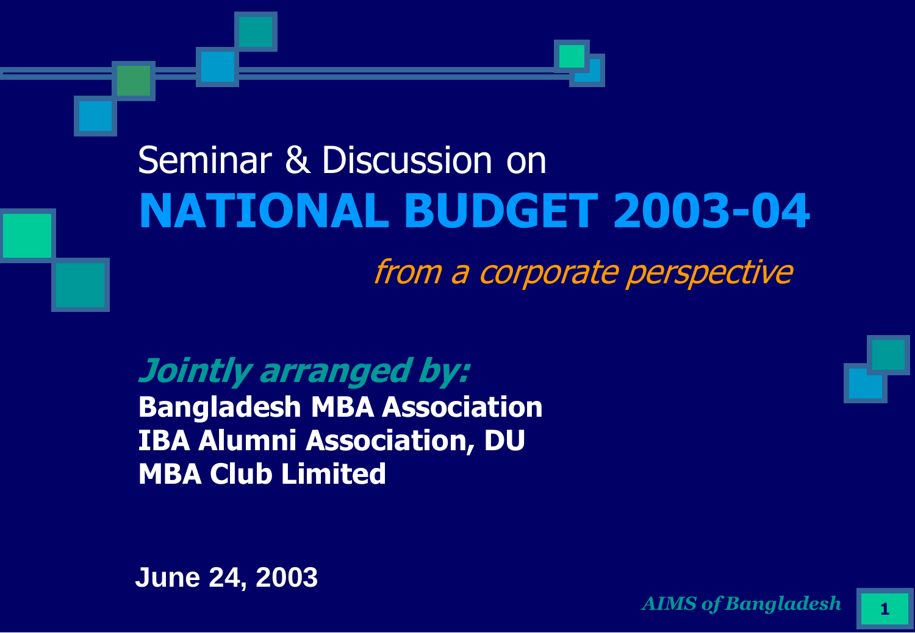Seminar & Discussion on

# NATIONAL BUDGET 2003-04

*from a corporate perspective*

***Jointly arranged by:***

**Bangladesh MBA Association**
**IBA Alumni Association, DU**
**MBA Club Limited**

**June 24, 2003**

*AIMS of Bangladesh*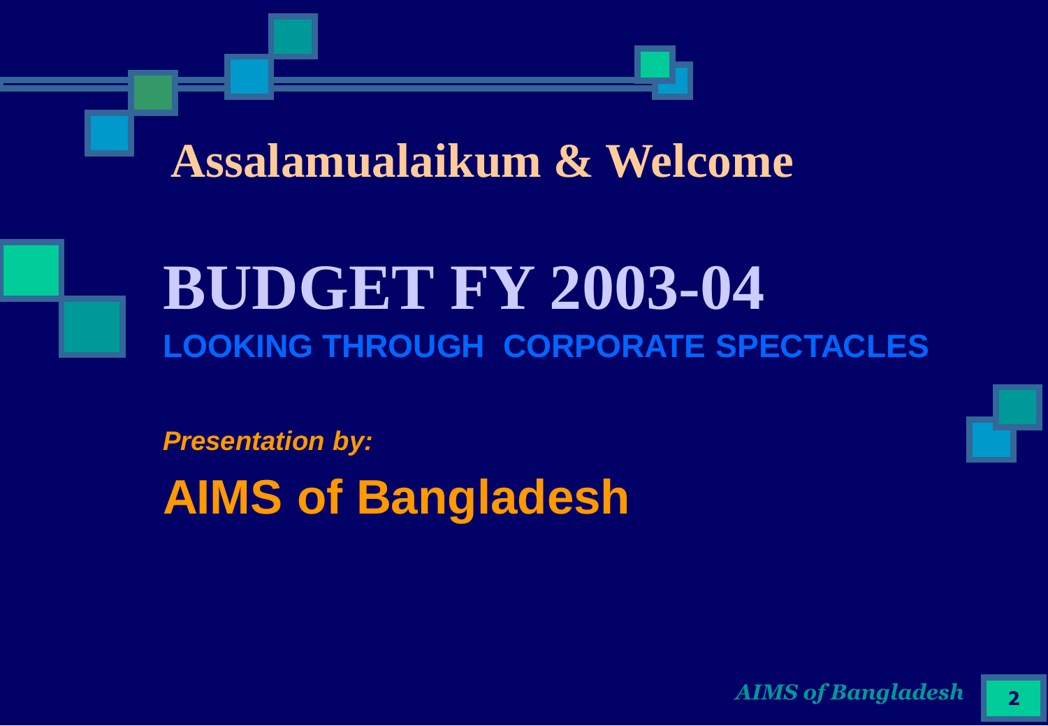## Assalamualaikum & Welcome

# BUDGET FY 2003-04

**LOOKING THROUGH CORPORATE SPECTACLES**

***Presentation by:***

**AIMS of Bangladesh**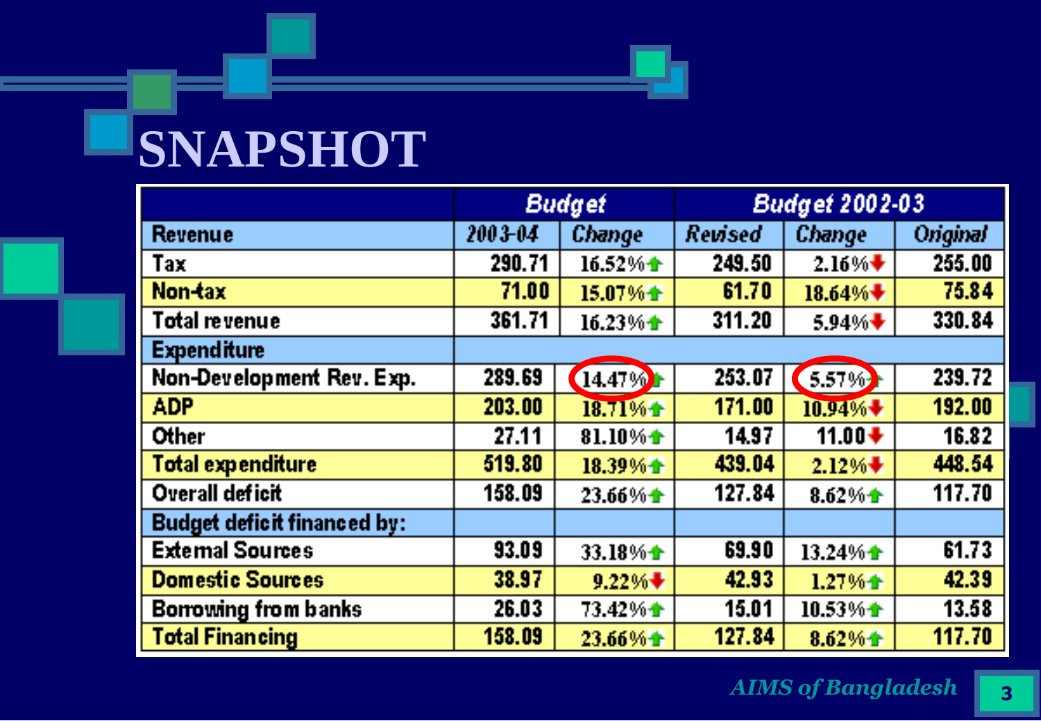# SNAPSHOT

| | Budget | | Budget 2002-03 | | |
|---|---|---|---|---|---|
| **Revenue** | **2003-04** | **Change** | **Revised** | **Change** | **Original** |
| Tax | 290.71 | 16.52% ↑ | 249.50 | 2.16% ↓ | 255.00 |
| Non-tax | 71.00 | 15.07% ↑ | 61.70 | 18.64% ↓ | 75.84 |
| Total revenue | 361.71 | 16.23% ↑ | 311.20 | 5.94% ↓ | 330.84 |
| **Expenditure** | | | | | |
| Non-Development Rev. Exp. | 289.69 | 14.47% ↑ | 253.07 | 5.57% ↑ | 239.72 |
| ADP | 203.00 | 18.71% ↑ | 171.00 | 10.94% ↓ | 192.00 |
| Other | 27.11 | 81.10% ↑ | 14.97 | 11.00 ↓ | 16.82 |
| Total expenditure | 519.80 | 18.39% ↑ | 439.04 | 2.12% ↓ | 448.54 |
| Overall deficit | 158.09 | 23.66% ↑ | 127.84 | 8.62% ↑ | 117.70 |
| **Budget deficit financed by:** | | | | | |
| External Sources | 93.09 | 33.18% ↑ | 69.90 | 13.24% ↑ | 61.73 |
| Domestic Sources | 38.97 | 9.22% ↓ | 42.93 | 1.27% ↑ | 42.39 |
| Borrowing from banks | 26.03 | 73.42% ↑ | 15.01 | 10.53% ↑ | 13.58 |
| Total Financing | 158.09 | 23.66% ↑ | 127.84 | 8.62% ↑ | 117.70 |

*AIMS of Bangladesh*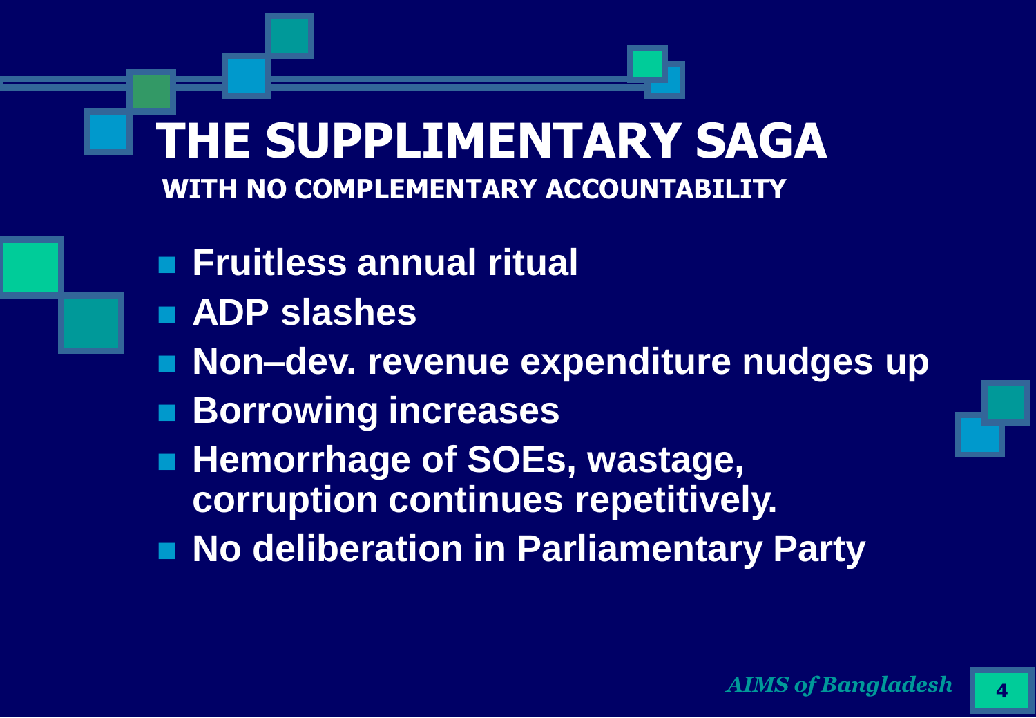# THE SUPPLIMENTARY SAGA

## WITH NO COMPLEMENTARY ACCOUNTABILITY

- **Fruitless annual ritual**
- **ADP slashes**
- **Non–dev. revenue expenditure nudges up**
- **Borrowing increases**
- **Hemorrhage of SOEs, wastage, corruption continues repetitively.**
- **No deliberation in Parliamentary Party**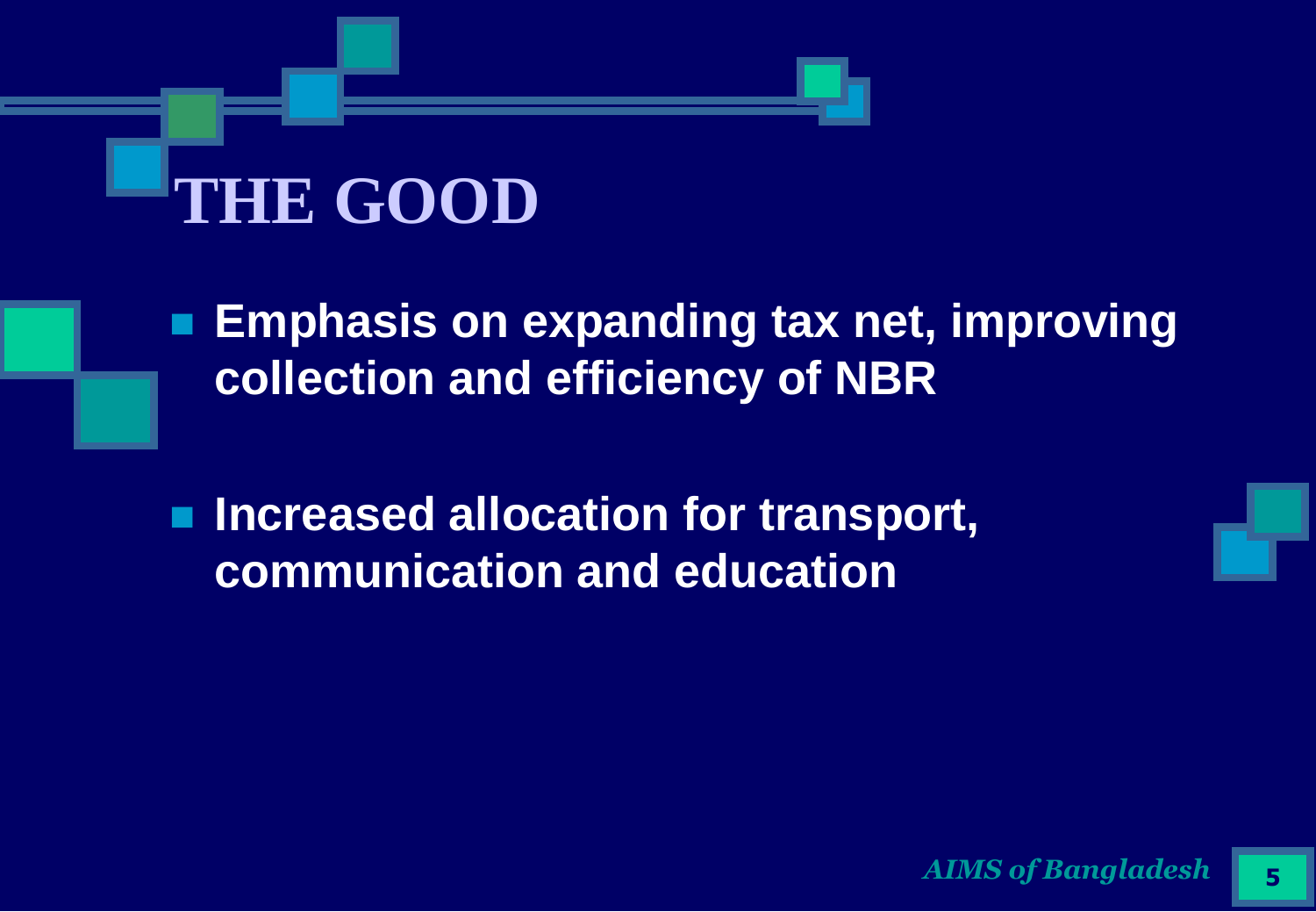# THE GOOD

- **Emphasis on expanding tax net, improving collection and efficiency of NBR**
- **Increased allocation for transport, communication and education**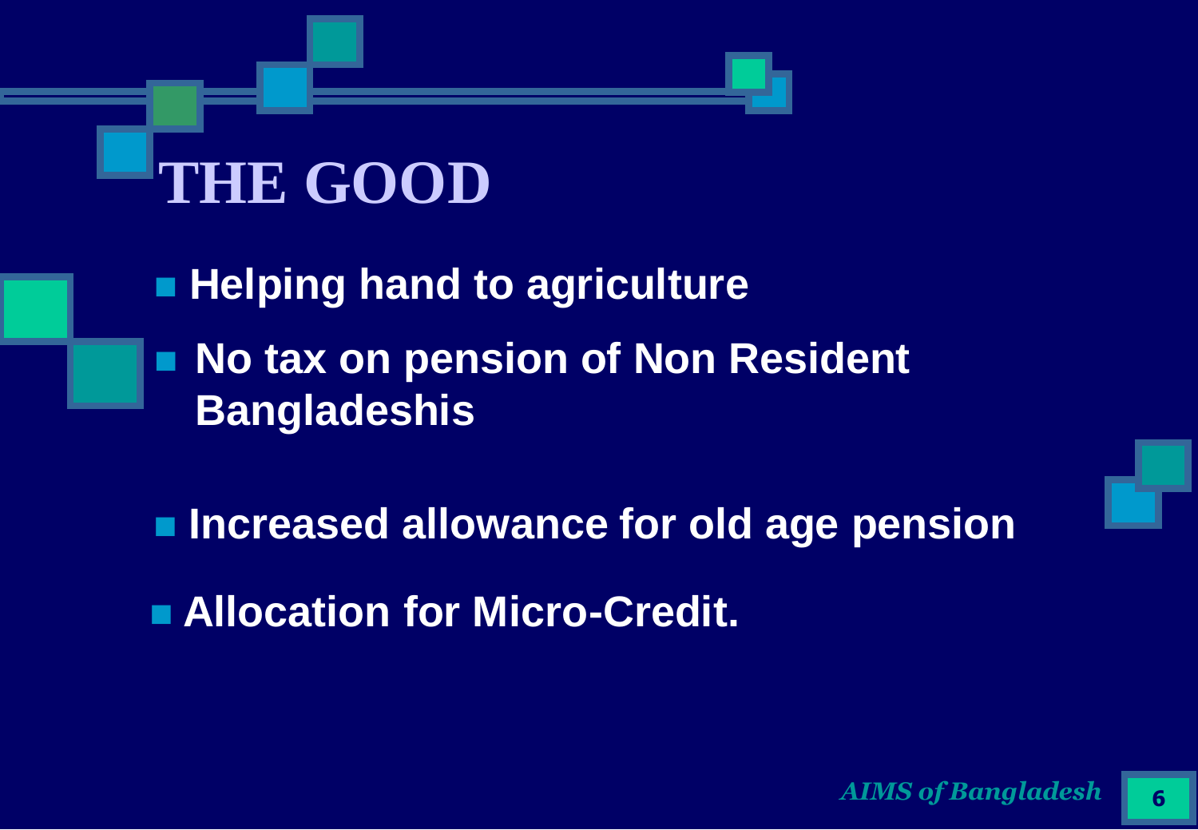# THE GOOD

- Helping hand to agriculture
- No tax on pension of Non Resident Bangladeshis
- Increased allowance for old age pension
- Allocation for Micro-Credit.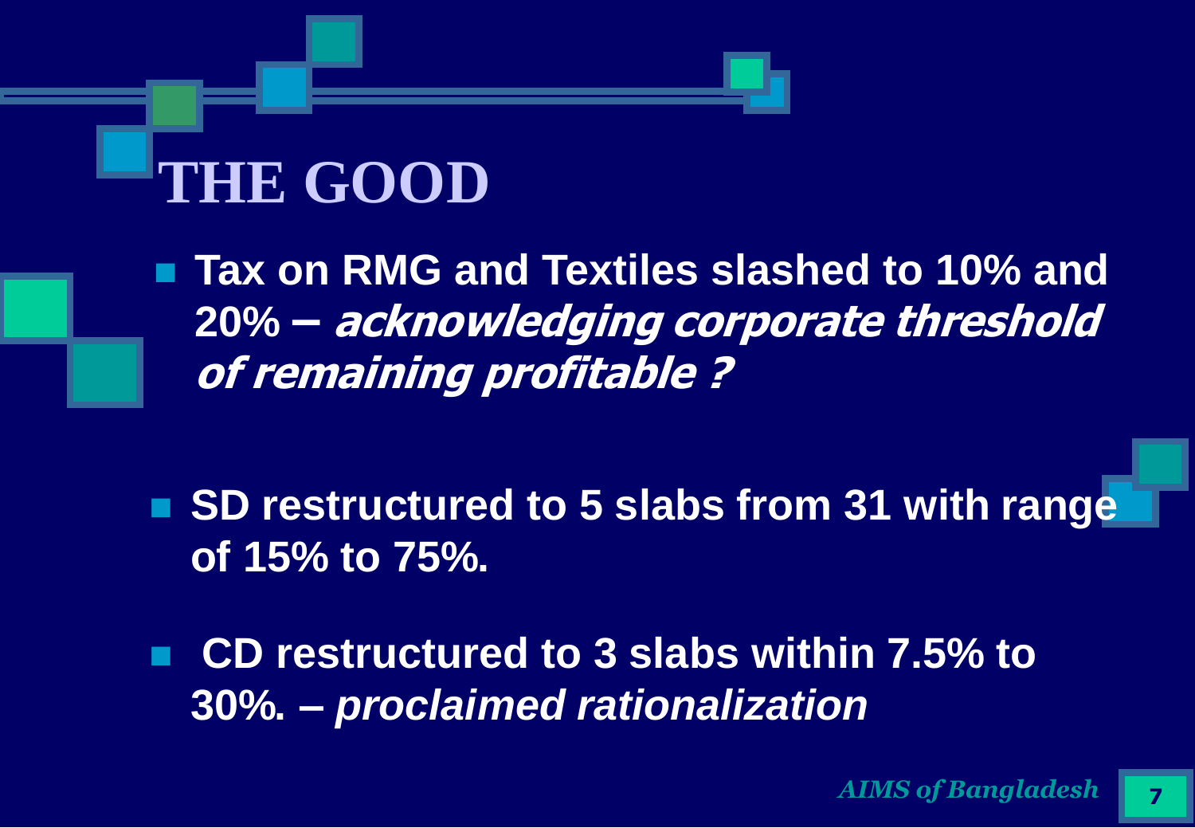# THE GOOD

- **Tax on RMG and Textiles slashed to 10% and 20% – *acknowledging corporate threshold of remaining profitable ?***
- **SD restructured to 5 slabs from 31 with range of 15% to 75%.**
- **CD restructured to 3 slabs within 7.5% to 30%. – *proclaimed rationalization***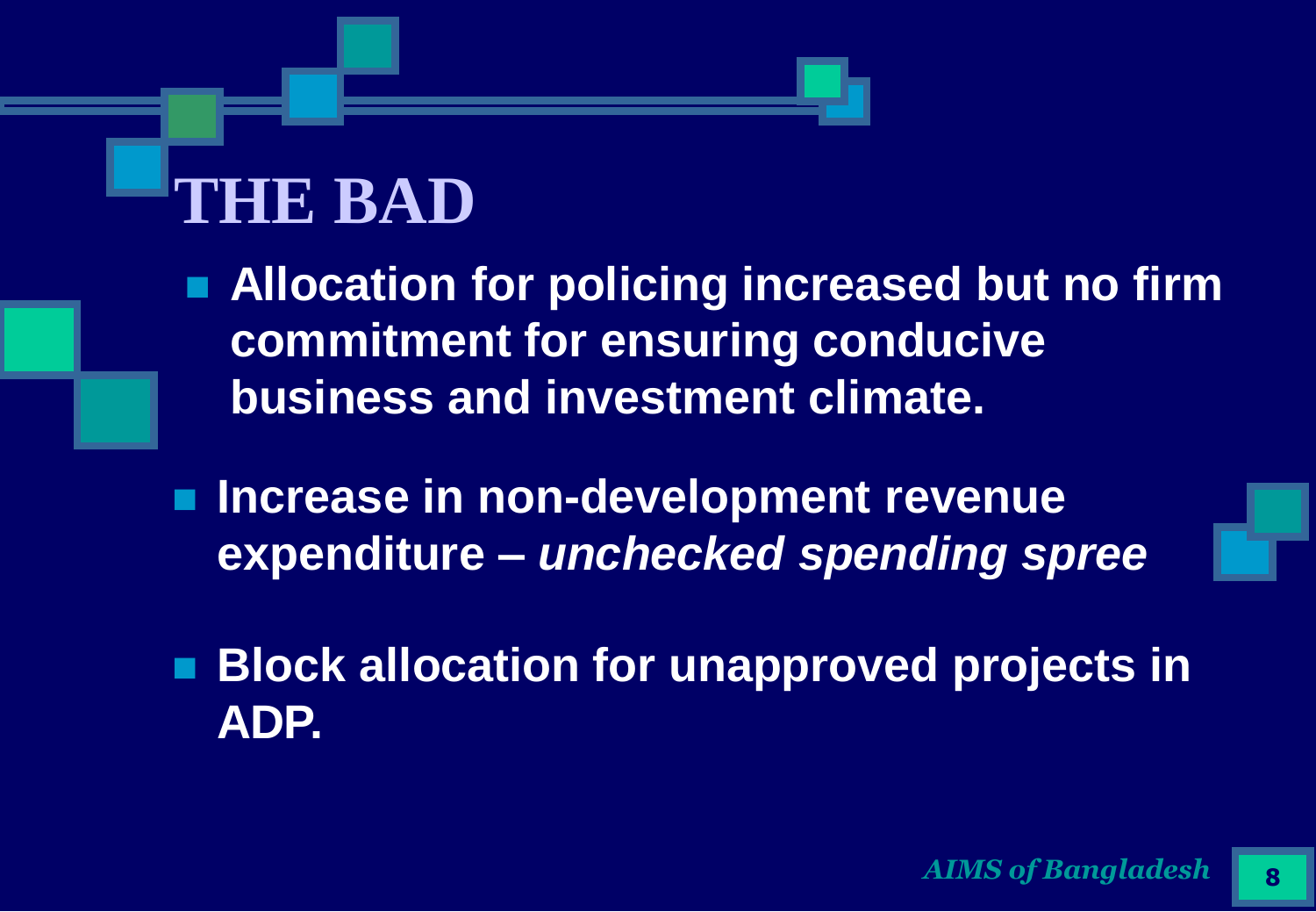# THE BAD

- **Allocation for policing increased but no firm commitment for ensuring conducive business and investment climate.**
- **Increase in non-development revenue expenditure – *unchecked spending spree***
- **Block allocation for unapproved projects in ADP.**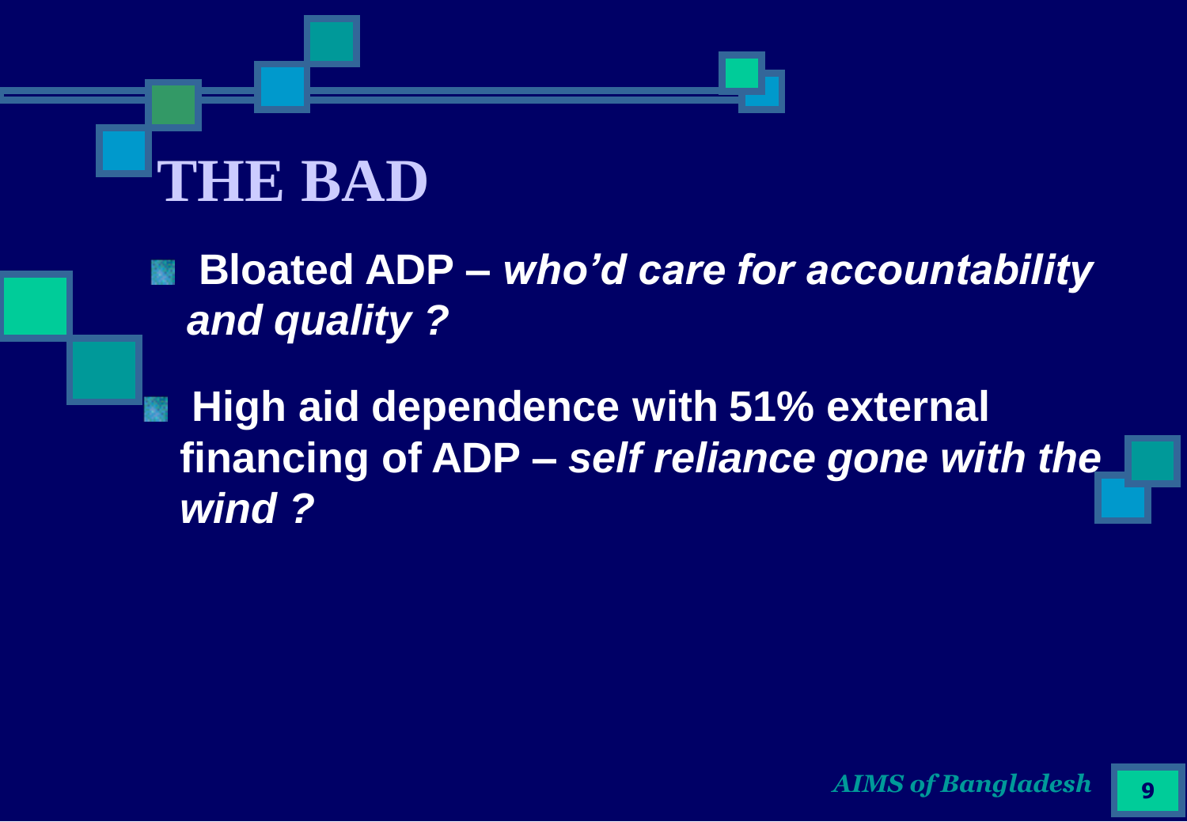# THE BAD

- **Bloated ADP –** ***who'd care for accountability and quality ?***
- **High aid dependence with 51% external financing of ADP –** ***self reliance gone with the wind ?***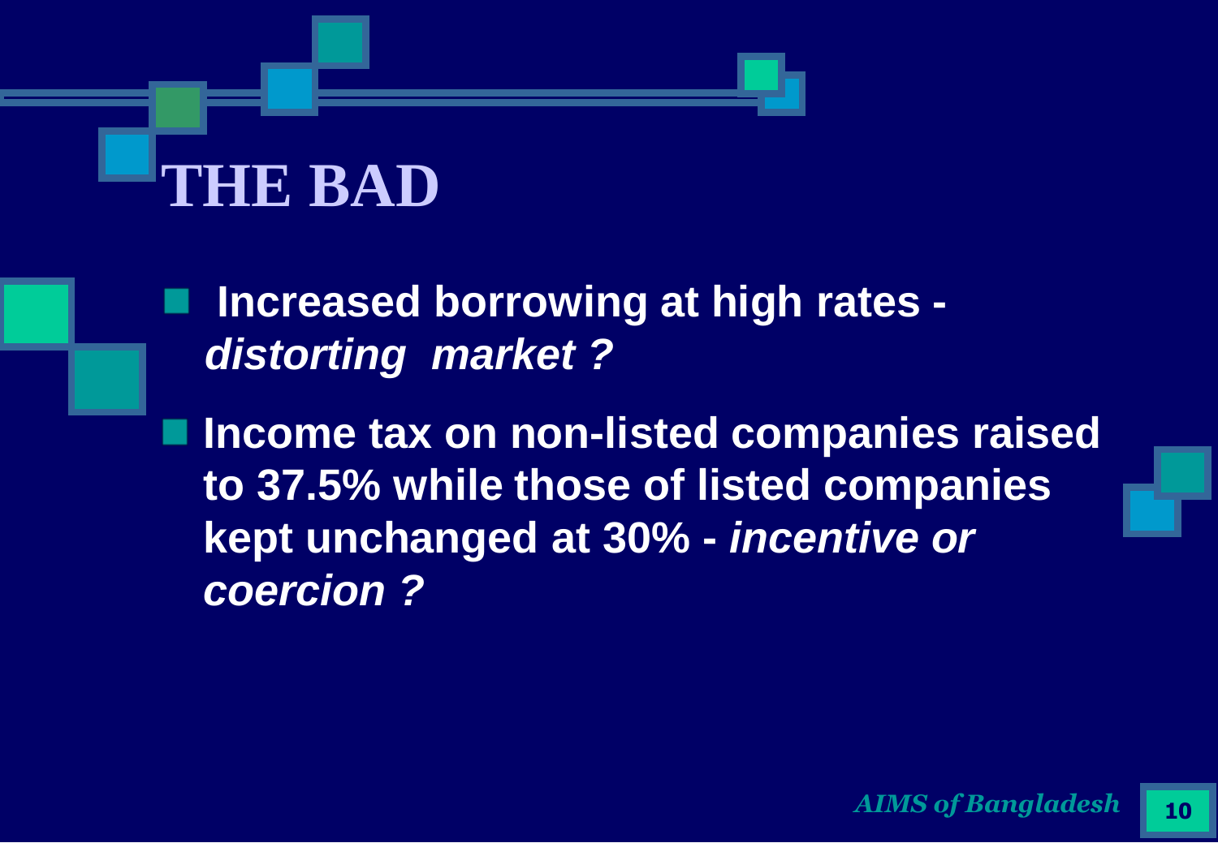# THE BAD

- **Increased borrowing at high rates -** ***distorting market ?***
- **Income tax on non-listed companies raised to 37.5% while those of listed companies kept unchanged at 30% -** ***incentive or coercion ?***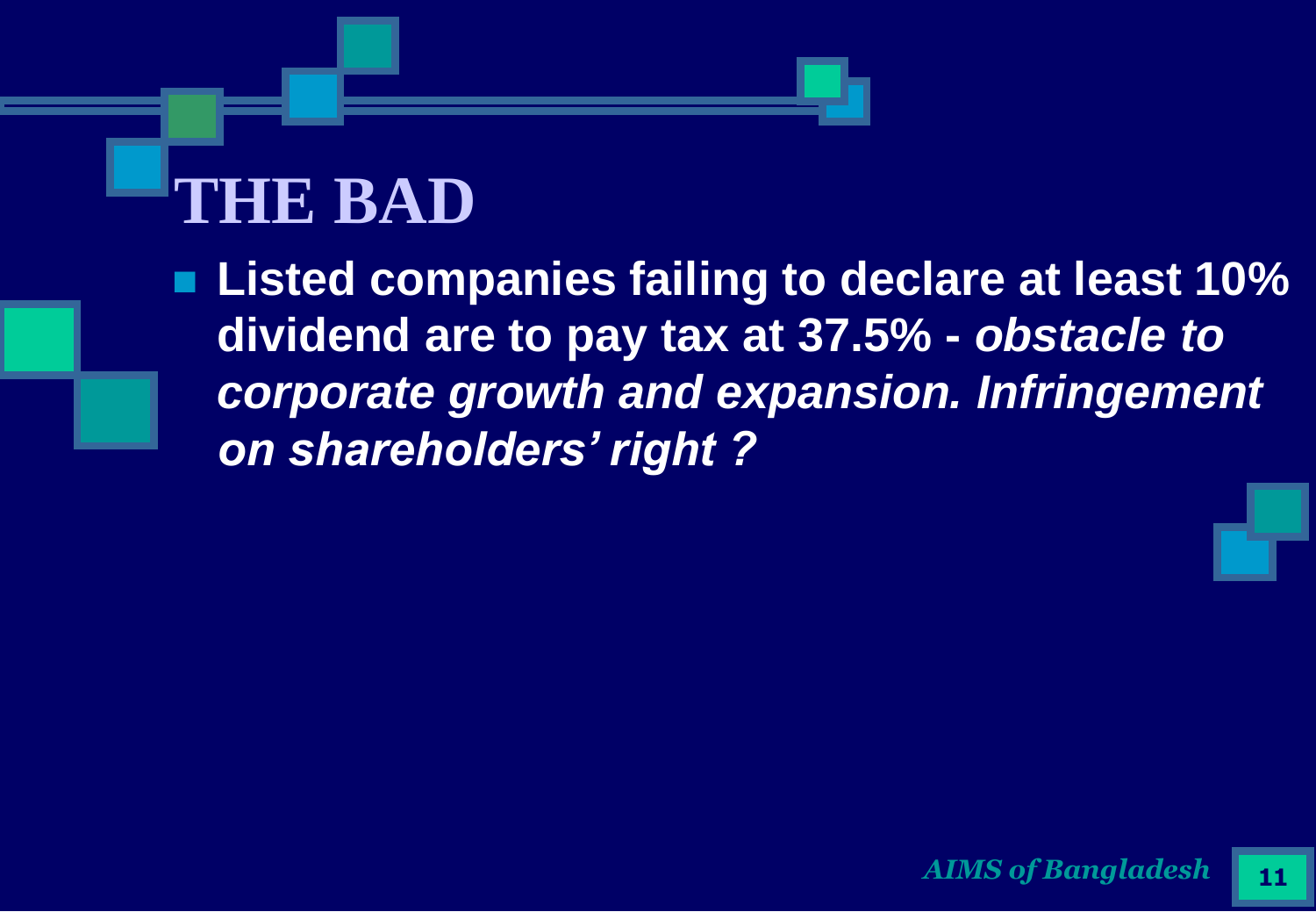# THE BAD

- **Listed companies failing to declare at least 10% dividend are to pay tax at 37.5% -** ***obstacle to corporate growth and expansion. Infringement on shareholders' right ?***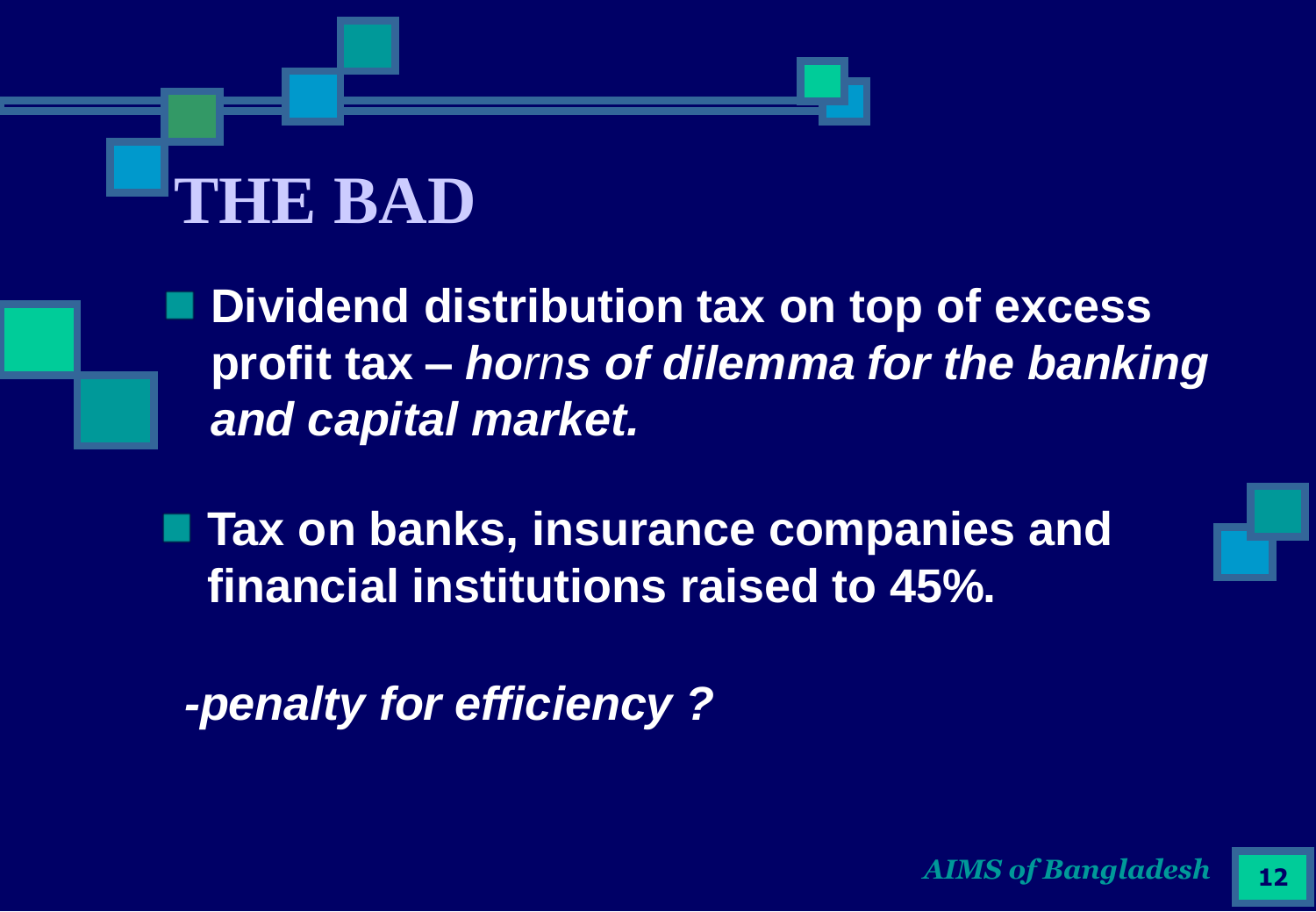# THE BAD

- **Dividend distribution tax on top of excess profit tax –** ***horns of dilemma for the banking and capital market.***

- **Tax on banks, insurance companies and financial institutions raised to 45%.**

***-penalty for efficiency ?***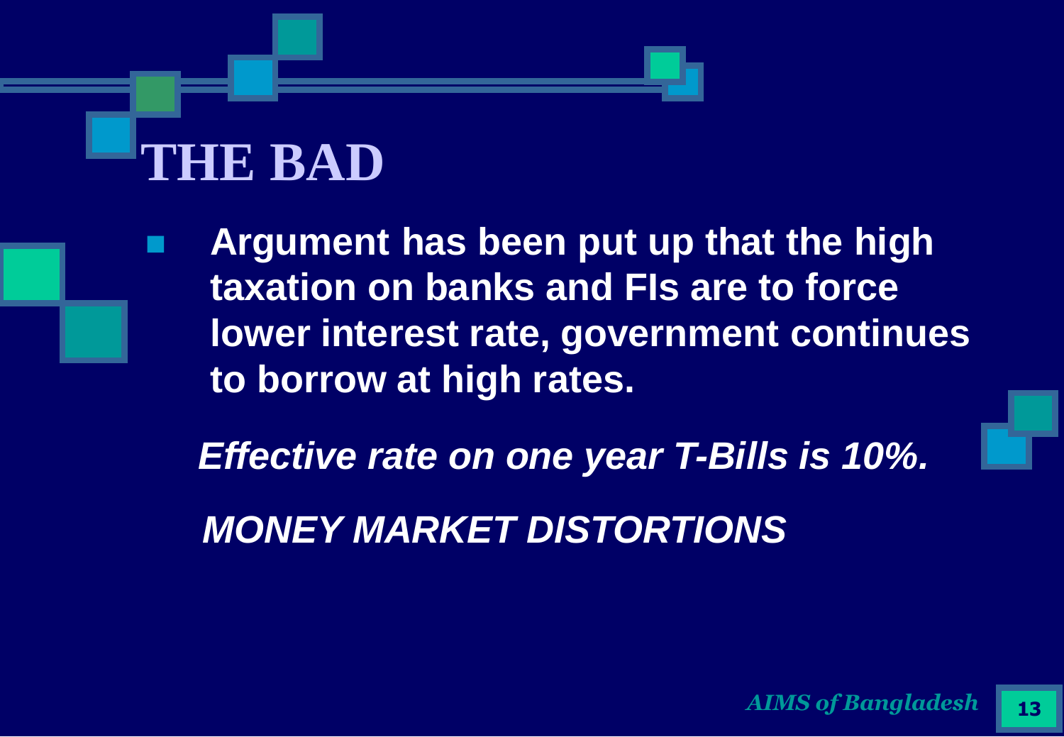# THE BAD

- **Argument has been put up that the high taxation on banks and FIs are to force lower interest rate, government continues to borrow at high rates.**

***Effective rate on one year T-Bills is 10%.***

***MONEY MARKET DISTORTIONS***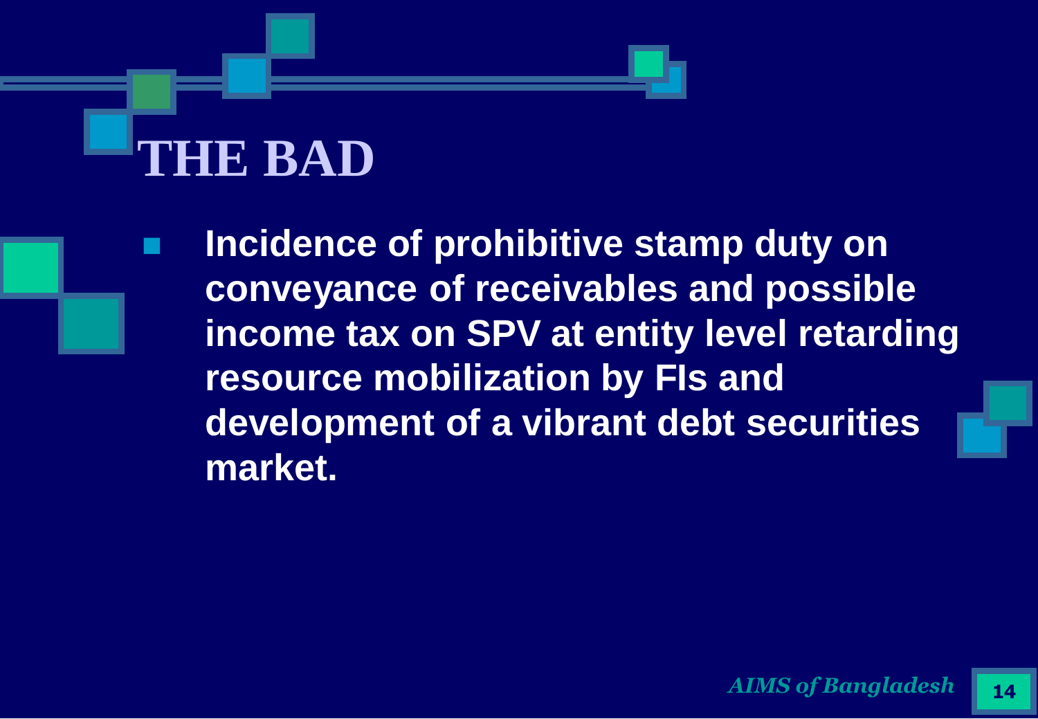# THE BAD

- **Incidence of prohibitive stamp duty on conveyance of receivables and possible income tax on SPV at entity level retarding resource mobilization by FIs and development of a vibrant debt securities market.**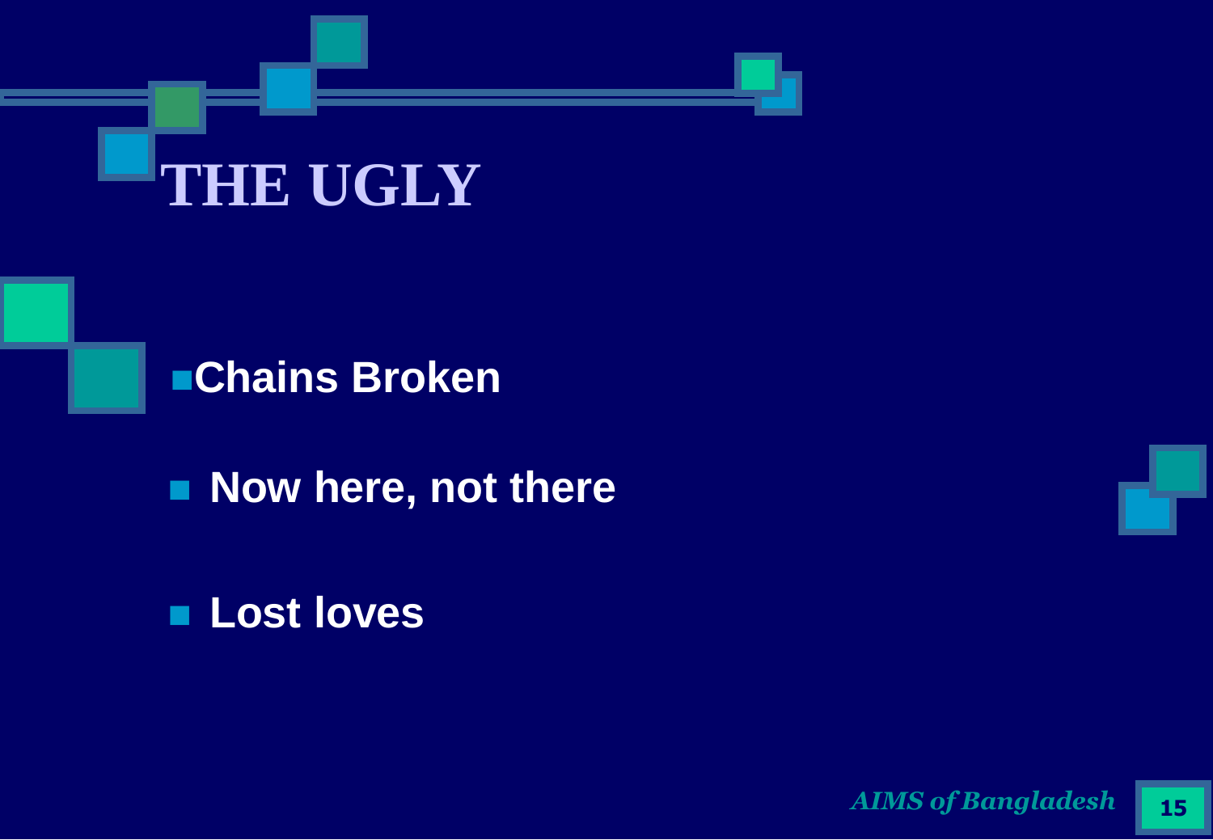# THE UGLY

- Chains Broken
- Now here, not there
- Lost loves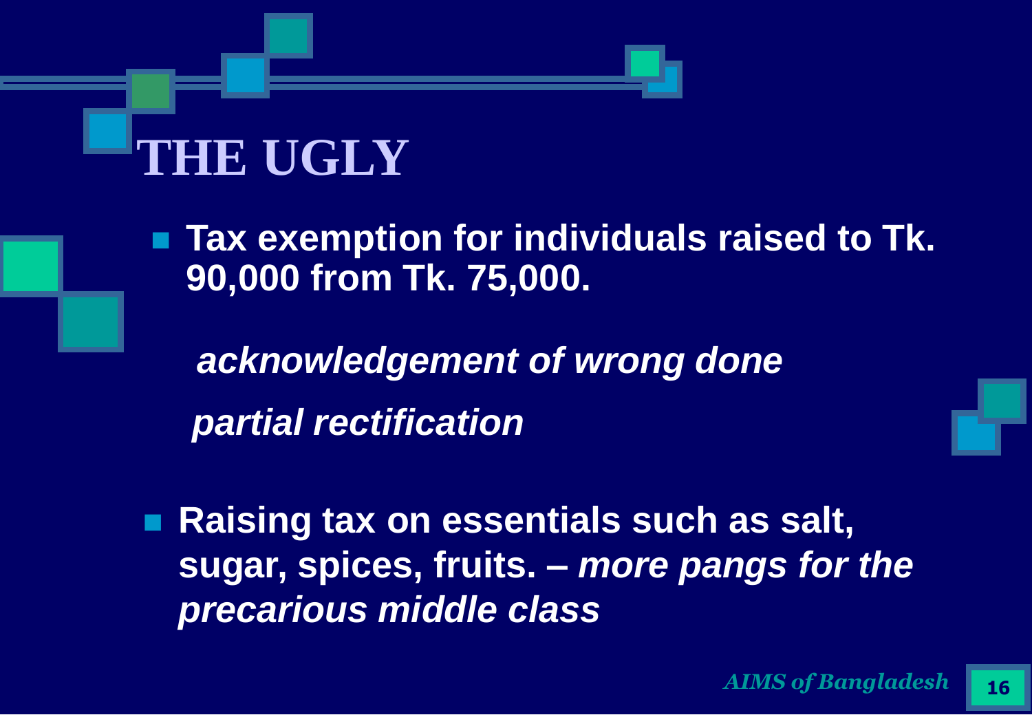# THE UGLY

- **Tax exemption for individuals raised to Tk. 90,000 from Tk. 75,000.**

  ***acknowledgement of wrong done***

  ***partial rectification***

- **Raising tax on essentials such as salt, sugar, spices, fruits. –** ***more pangs for the precarious middle class***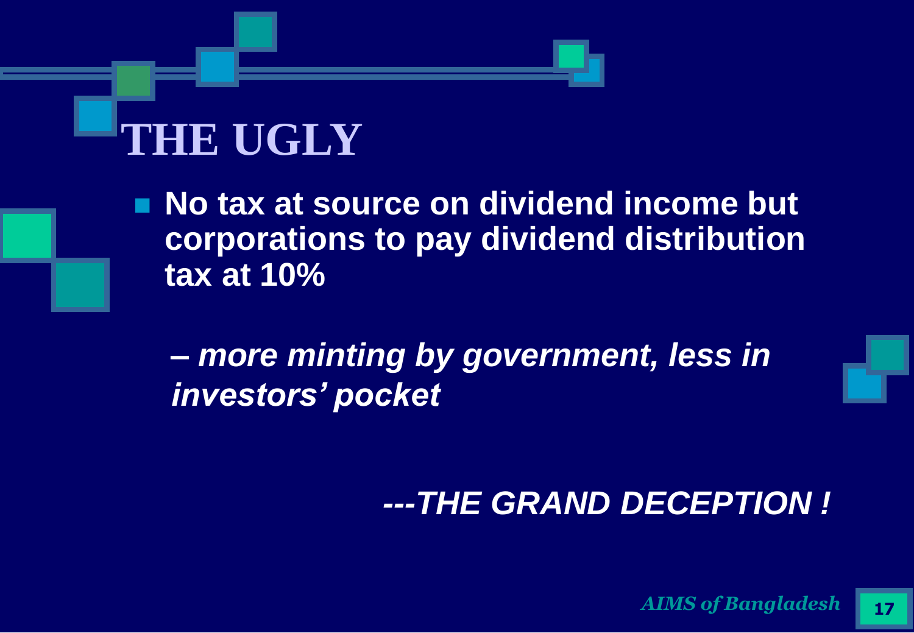# THE UGLY

- **No tax at source on dividend income but corporations to pay dividend distribution tax at 10%**

  – ***more minting by government, less in investors' pocket***

***---THE GRAND DECEPTION !***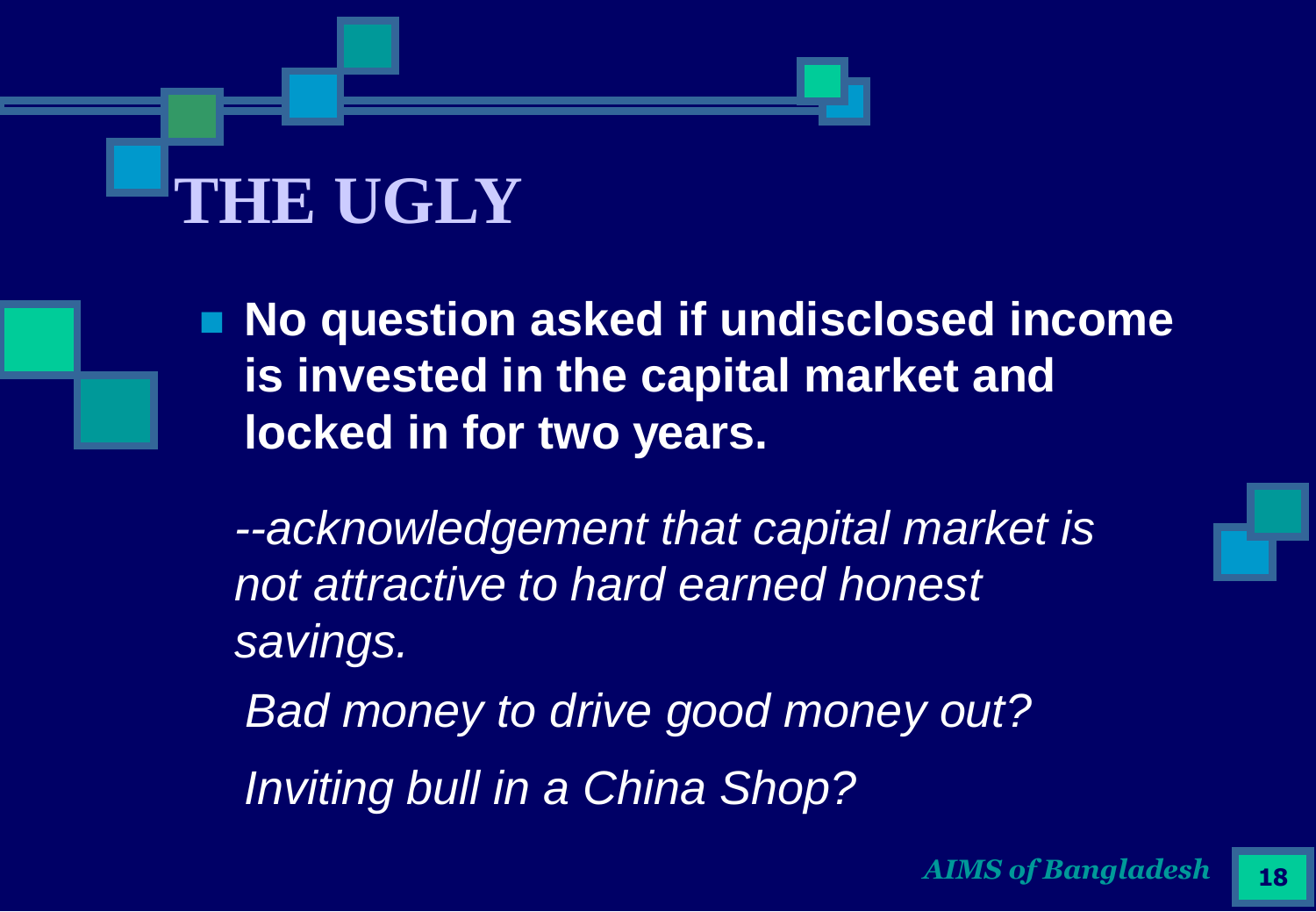# THE UGLY

- **No question asked if undisclosed income is invested in the capital market and locked in for two years.**

*--acknowledgement that capital market is not attractive to hard earned honest savings.*

*Bad money to drive good money out?*

*Inviting bull in a China Shop?*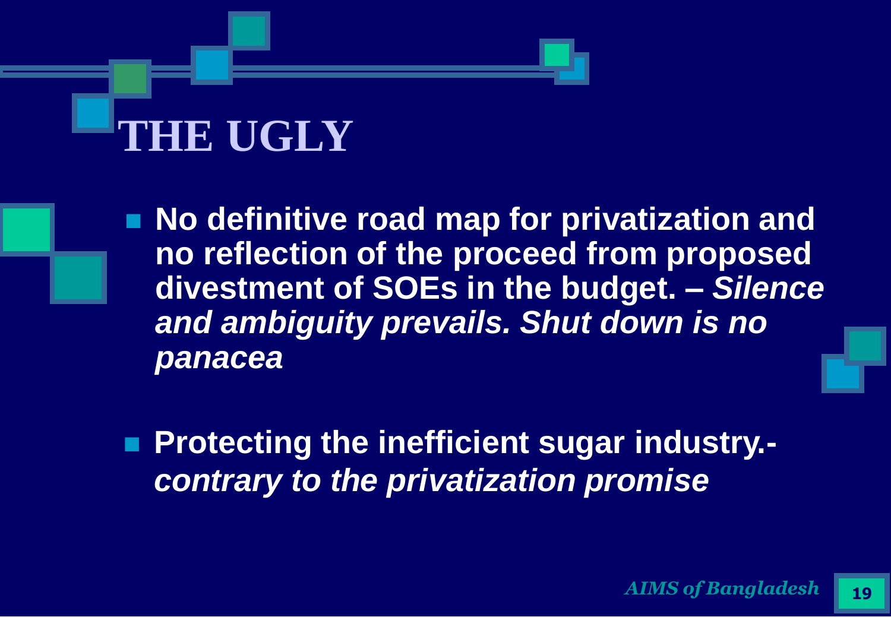# THE UGLY

- **No definitive road map for privatization and no reflection of the proceed from proposed divestment of SOEs in the budget. –** ***Silence and ambiguity prevails. Shut down is no panacea***

- **Protecting the inefficient sugar industry.-** ***contrary to the privatization promise***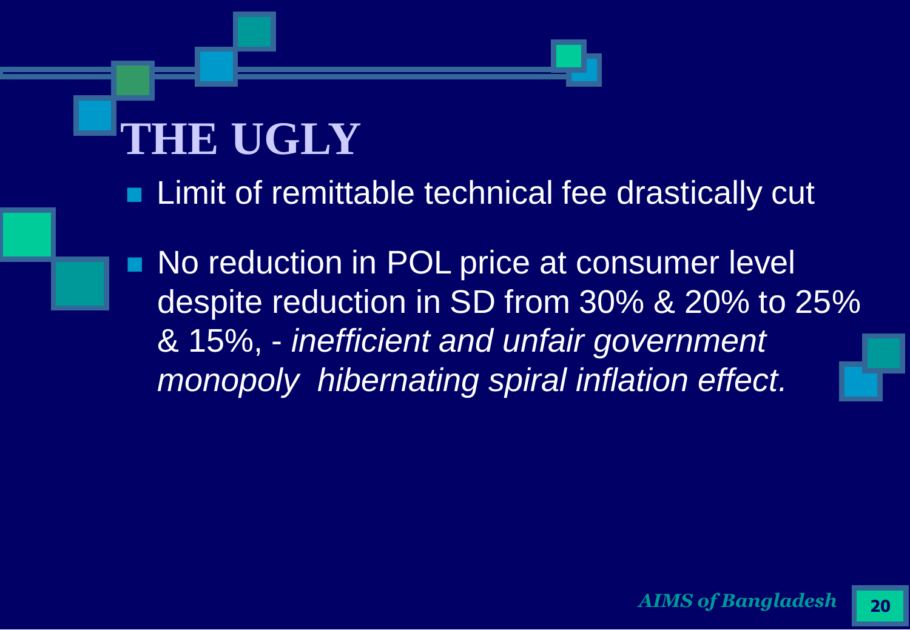# THE UGLY

- Limit of remittable technical fee drastically cut
- No reduction in POL price at consumer level despite reduction in SD from 30% & 20% to 25% & 15%, - *inefficient and unfair government monopoly hibernating spiral inflation effect.*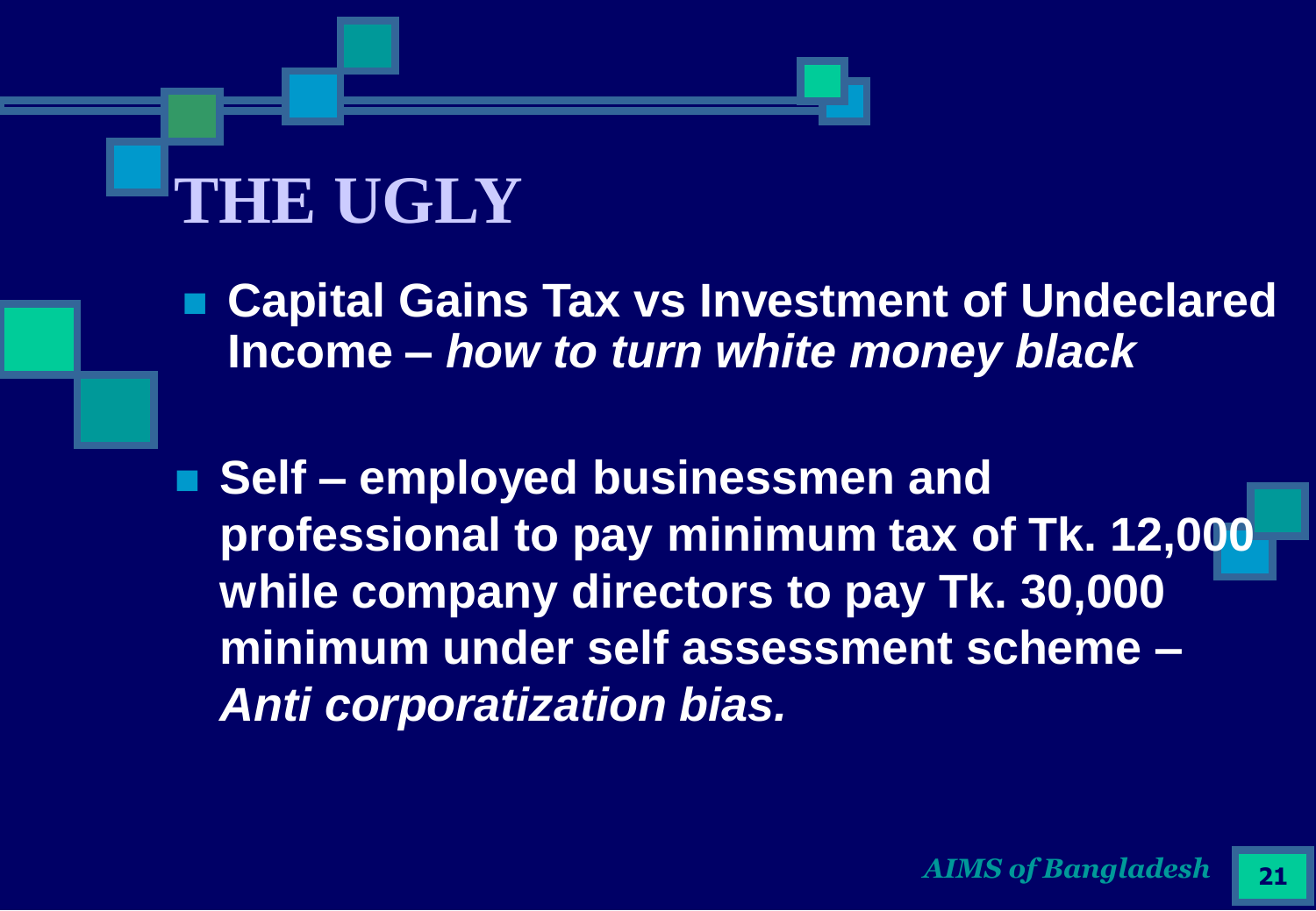# THE UGLY

- **Capital Gains Tax vs Investment of Undeclared Income –** ***how to turn white money black***

- **Self – employed businessmen and professional to pay minimum tax of Tk. 12,000 while company directors to pay Tk. 30,000 minimum under self assessment scheme –** ***Anti corporatization bias.***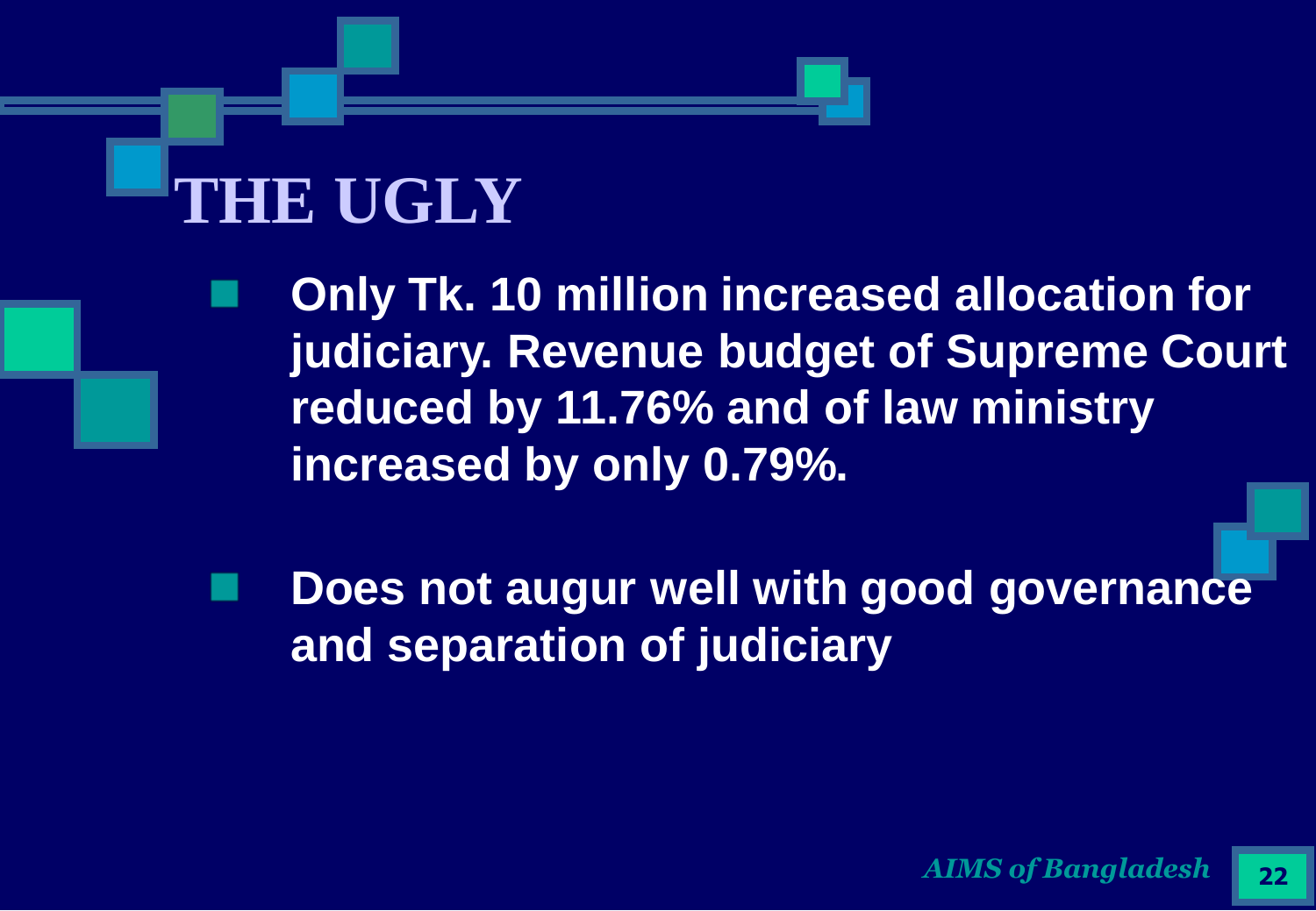# THE UGLY

- **Only Tk. 10 million increased allocation for judiciary. Revenue budget of Supreme Court reduced by 11.76% and of law ministry increased by only 0.79%.**

- **Does not augur well with good governance and separation of judiciary**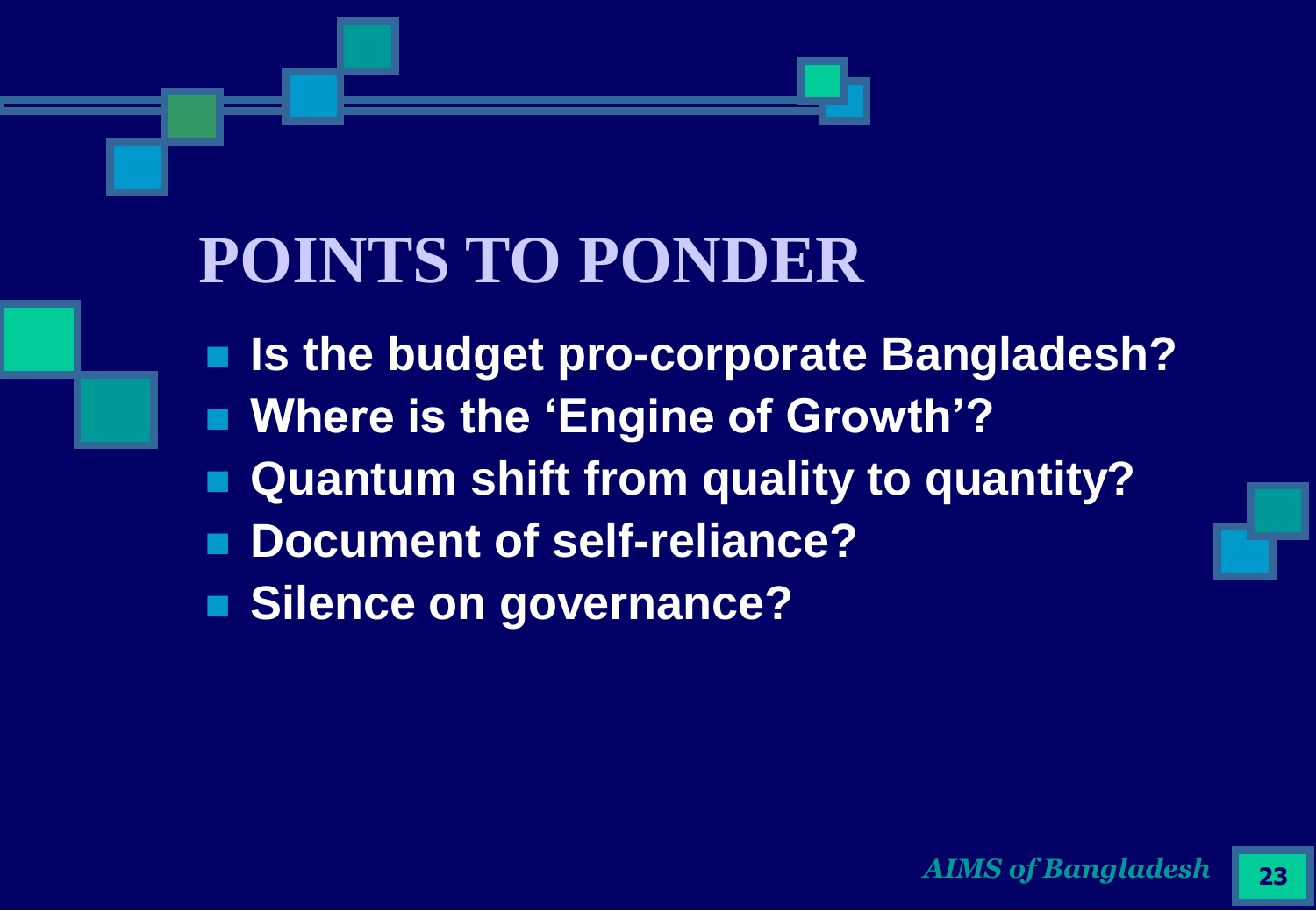# POINTS TO PONDER

- **Is the budget pro-corporate Bangladesh?**
- **Where is the 'Engine of Growth'?**
- **Quantum shift from quality to quantity?**
- **Document of self-reliance?**
- **Silence on governance?**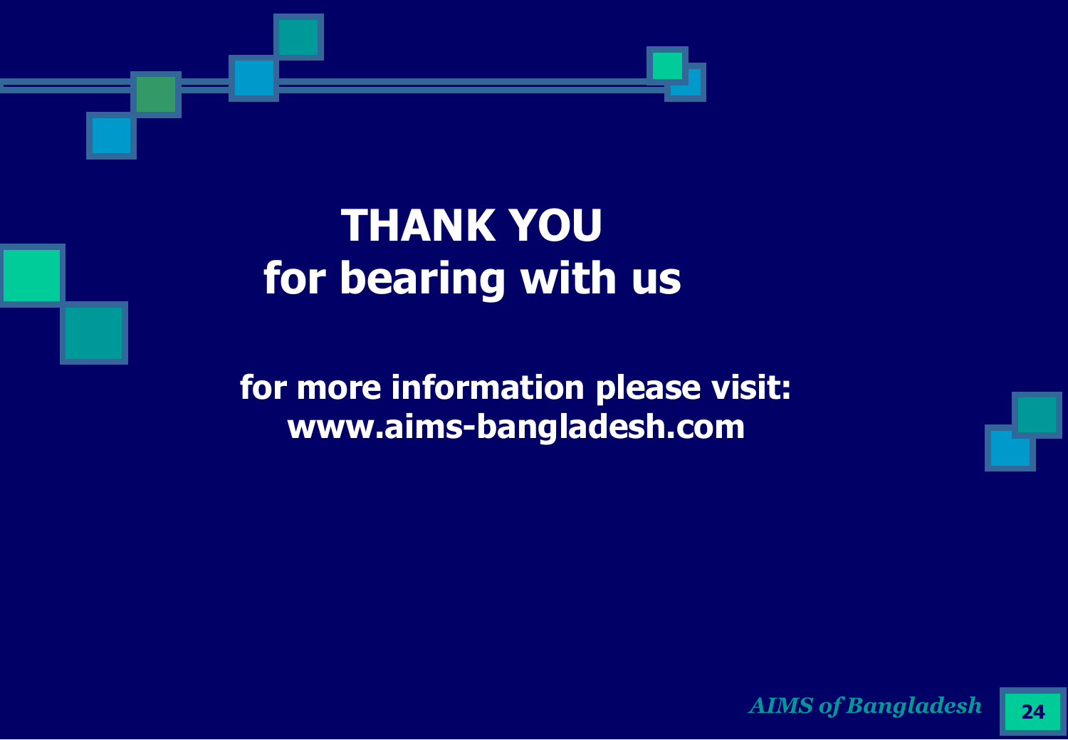# THANK YOU
# for bearing with us

**for more information please visit:**
**www.aims-bangladesh.com**